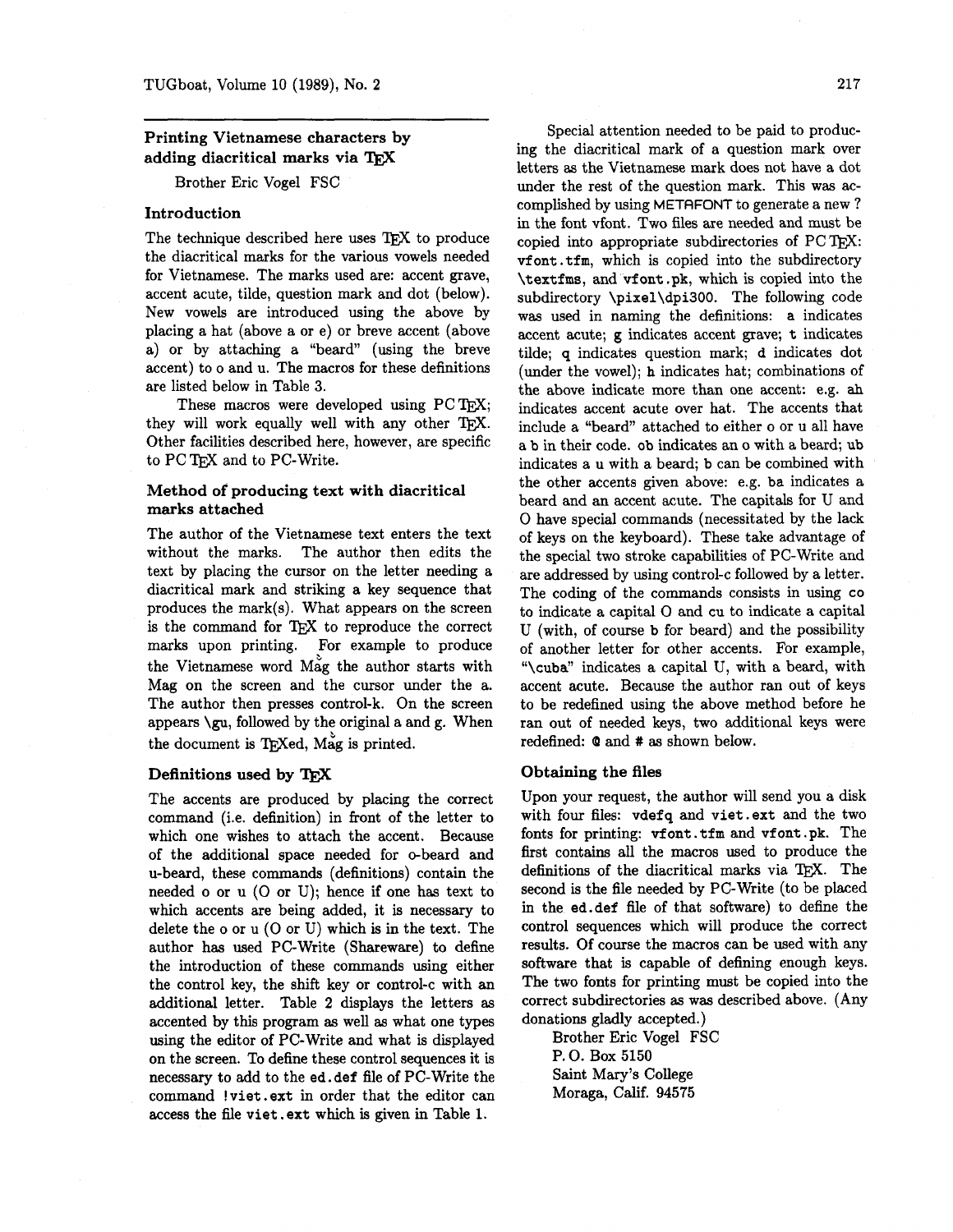## Printing Vietnamese characters by adding diacritical marks via TEX

Brother Eric Vogel FSC

### Introduction

The technique described here uses TEX to produce the diacritical marks for the various vowels needed for Vietnamese. The marks used are: accent grave, accent acute, tilde, question mark and dot (below). New vowels are introduced using the above by placing a hat (above a or e) or breve accent (above a) or by attaching a "beard" (using the breve accent) to o and u. The macros for these definitions are listed below in Table 3.

These macros were developed using PC TEX; they will work equally well with any other TEX. Other facilities described here, however, are specific to PC TEX and to PC-Write.

### Method of producing text with diacritical marks attached

The author of the Vietnamese text enters the text without the marks. The author then edits the text by placing the cursor on the letter needing a diacritical mark and striking a key sequence that produces the mark(s). What appears on the screen is the command for TEX to reproduce the correct marks upon printing. For example to produce the Vietnamese word Mẳg the author starts with Mag on the screen and the cursor under the a. The author then presses control-k. On the screen appears `\gu`, followed by the original a and g. When the document is TEXed, Mẳg is printed.

### Definitions used by TEX

The accents are produced by placing the correct command (i.e. definition) in front of the letter to which one wishes to attach the accent. Because of the additional space needed for o-beard and u-beard, these commands (definitions) contain the needed o or u (O or U); hence if one has text to which accents are being added, it is necessary to delete the o or u (O or U) which is in the text. The author has used PC-Write (Shareware) to define the introduction of these commands using either the control key, the shift key or control-c with an additional letter. Table 2 displays the letters as accented by this program as well as what one types using the editor of PC-Write and what is displayed on the screen. To define these control sequences it is necessary to add to the `ed.def` file of PC-Write the command `!viet.ext` in order that the editor can access the file `viet.ext` which is given in Table 1.

Special attention needed to be paid to producing the diacritical mark of a question mark over letters as the Vietnamese mark does not have a dot under the rest of the question mark. This was accomplished by using METAFONT to generate a new ? in the font vfont. Two files are needed and must be copied into appropriate subdirectories of PC TEX: `vfont.tfm`, which is copied into the subdirectory `\textfms`, and `vfont.pk`, which is copied into the subdirectory `\pixel\dpi300`. The following code was used in naming the definitions: `a` indicates accent acute; `g` indicates accent grave; `t` indicates tilde; `q` indicates question mark; `d` indicates dot (under the vowel); `h` indicates hat; combinations of the above indicate more than one accent: e.g. `ah` indicates accent acute over hat. The accents that include a "beard" attached to either o or u all have a `b` in their code. `ob` indicates an o with a beard; `ub` indicates a u with a beard; `b` can be combined with the other accents given above: e.g. `ba` indicates a beard and an accent acute. The capitals for U and O have special commands (necessitated by the lack of keys on the keyboard). These take advantage of the special two stroke capabilities of PC-Write and are addressed by using control-c followed by a letter. The coding of the commands consists in using `co` to indicate a capital O and `cu` to indicate a capital U (with, of course `b` for beard) and the possibility of another letter for other accents. For example, "`\cuba`" indicates a capital U, with a beard, with accent acute. Because the author ran out of keys to be redefined using the above method before he ran out of needed keys, two additional keys were redefined: `@` and `#` as shown below.

### Obtaining the files

Upon your request, the author will send you a disk with four files: `vdefq` and `viet.ext` and the two fonts for printing: `vfont.tfm` and `vfont.pk`. The first contains all the macros used to produce the definitions of the diacritical marks via TEX. The second is the file needed by PC-Write (to be placed in the `ed.def` file of that software) to define the control sequences which will produce the correct results. Of course the macros can be used with any software that is capable of defining enough keys. The two fonts for printing must be copied into the correct subdirectories as was described above. (Any donations gladly accepted.)

Brother Eric Vogel FSC
P. O. Box 5150
Saint Mary's College
Moraga, Calif. 94575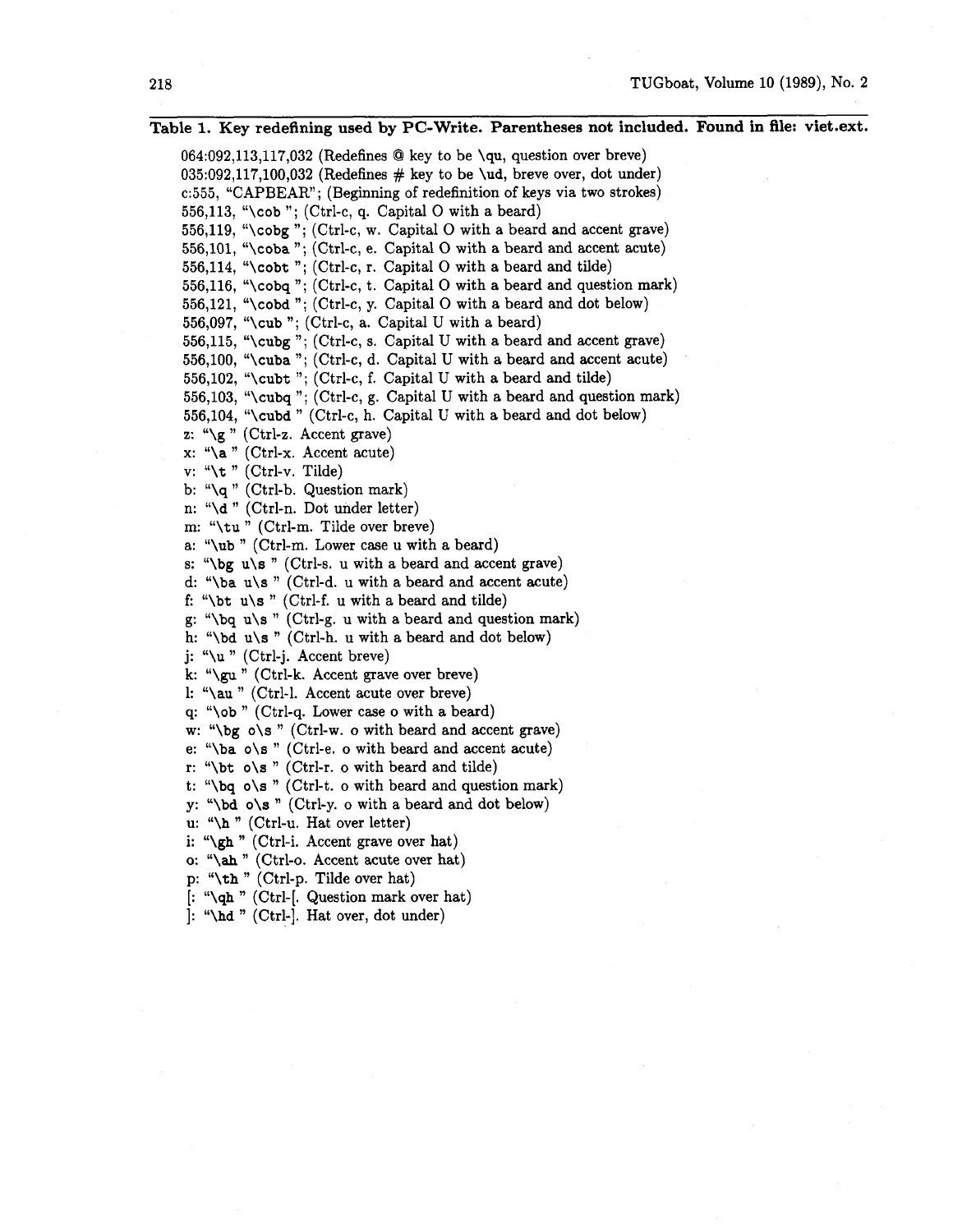**Table 1. Key redefining used by PC-Write. Parentheses not included. Found in file: viet.ext.**

```
064:092,113,117,032 (Redefines @ key to be \qu, question over breve)
035:092,117,100,032 (Redefines # key to be \ud, breve over, dot under)
c:555, "CAPBEAR"; (Beginning of redefinition of keys via two strokes)
556,113, "\cob "; (Ctrl-c, q. Capital O with a beard)
556,119, "\cobg "; (Ctrl-c, w. Capital O with a beard and accent grave)
556,101, "\coba "; (Ctrl-c, e. Capital O with a beard and accent acute)
556,114, "\cobt "; (Ctrl-c, r. Capital O with a beard and tilde)
556,116, "\cobq "; (Ctrl-c, t. Capital O with a beard and question mark)
556,121, "\cobd "; (Ctrl-c, y. Capital O with a beard and dot below)
556,097, "\cub "; (Ctrl-c, a. Capital U with a beard)
556,115, "\cubg "; (Ctrl-c, s. Capital U with a beard and accent grave)
556,100, "\cuba "; (Ctrl-c, d. Capital U with a beard and accent acute)
556,102, "\cubt "; (Ctrl-c, f. Capital U with a beard and tilde)
556,103, "\cubq "; (Ctrl-c, g. Capital U with a beard and question mark)
556,104, "\cubd " (Ctrl-c, h. Capital U with a beard and dot below)
z: "\g " (Ctrl-z. Accent grave)
x: "\a " (Ctrl-x. Accent acute)
v: "\t " (Ctrl-v. Tilde)
b: "\q " (Ctrl-b. Question mark)
n: "\d " (Ctrl-n. Dot under letter)
m: "\tu " (Ctrl-m. Tilde over breve)
a: "\ub " (Ctrl-m. Lower case u with a beard)
s: "\bg u\s " (Ctrl-s. u with a beard and accent grave)
d: "\ba u\s " (Ctrl-d. u with a beard and accent acute)
f: "\bt u\s " (Ctrl-f. u with a beard and tilde)
g: "\bq u\s " (Ctrl-g. u with a beard and question mark)
h: "\bd u\s " (Ctrl-h. u with a beard and dot below)
j: "\u " (Ctrl-j. Accent breve)
k: "\gu " (Ctrl-k. Accent grave over breve)
l: "\au " (Ctrl-l. Accent acute over breve)
q: "\ob " (Ctrl-q. Lower case o with a beard)
w: "\bg o\s " (Ctrl-w. o with beard and accent grave)
e: "\ba o\s " (Ctrl-e. o with beard and accent acute)
r: "\bt o\s " (Ctrl-r. o with beard and tilde)
t: "\bq o\s " (Ctrl-t. o with beard and question mark)
y: "\bd o\s " (Ctrl-y. o with a beard and dot below)
u: "\h " (Ctrl-u. Hat over letter)
i: "\gh " (Ctrl-i. Accent grave over hat)
o: "\ah " (Ctrl-o. Accent acute over hat)
p: "\th " (Ctrl-p. Tilde over hat)
[: "\qh " (Ctrl-[. Question mark over hat)
]: "\hd " (Ctrl-]. Hat over, dot under)
```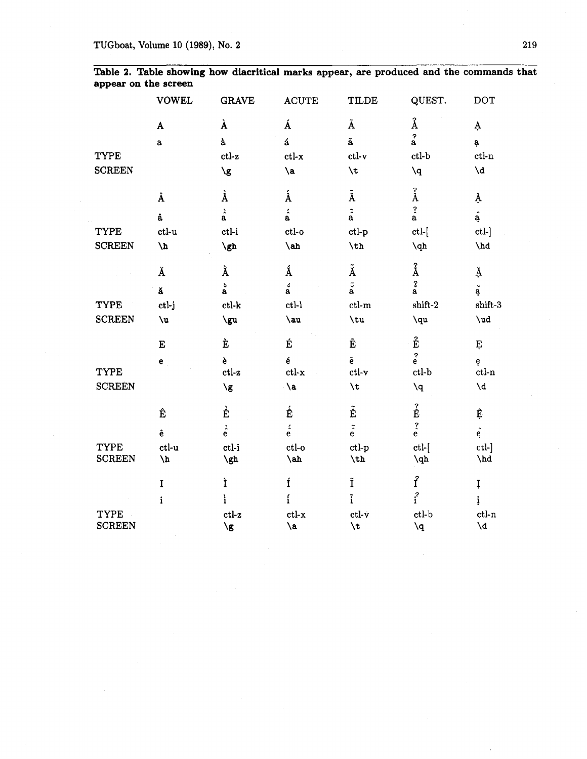**Table 2. Table showing how diacritical marks appear, are produced and the commands that appear on the screen**

| | VOWEL | GRAVE | ACUTE | TILDE | QUEST. | DOT |
|---|---|---|---|---|---|---|
| | A | À | Á | Ã | Ả | Ạ |
| | a | à | á | ã | ả | ạ |
| TYPE | | ctl-z | ctl-x | ctl-v | ctl-b | ctl-n |
| SCREEN | | \g | \a | \t | \q | \d |
| | Â | Ầ | Ấ | Ẫ | Ẩ | Ậ |
| | â | ầ | ấ | ẫ | ẩ | ậ |
| TYPE | ctl-u | ctl-i | ctl-o | ctl-p | ctl-[ | ctl-] |
| SCREEN | \h | \gh | \ah | \th | \qh | \hd |
| | Ă | Ằ | Ắ | Ẵ | Ẳ | Ặ |
| | ă | ằ | ắ | ẵ | ẳ | ặ |
| TYPE | ctl-j | ctl-k | ctl-l | ctl-m | shift-2 | shift-3 |
| SCREEN | \u | \gu | \au | \tu | \qu | \ud |
| | E | È | É | Ẽ | Ẻ | Ẹ |
| | e | è | é | ẽ | ẻ | ẹ |
| TYPE | | ctl-z | ctl-x | ctl-v | ctl-b | ctl-n |
| SCREEN | | \g | \a | \t | \q | \d |
| | Ê | Ề | Ế | Ễ | Ể | Ệ |
| | ê | ề | ế | ễ | ể | ệ |
| TYPE | ctl-u | ctl-i | ctl-o | ctl-p | ctl-[ | ctl-] |
| SCREEN | \h | \gh | \ah | \th | \qh | \hd |
| | I | Ì | Í | Ĩ | Ỉ | Ị |
| | i | ì | í | ĩ | ỉ | ị |
| TYPE | | ctl-z | ctl-x | ctl-v | ctl-b | ctl-n |
| SCREEN | | \g | \a | \t | \q | \d |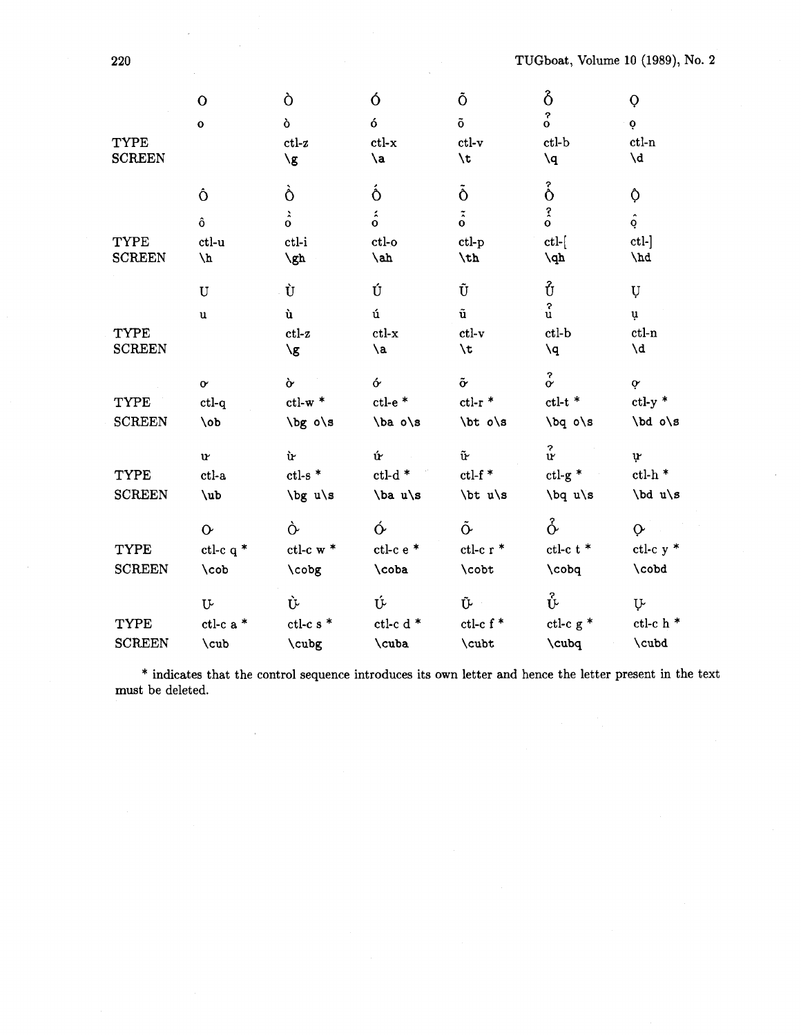| | O | Ò | Ó | Õ | Ỏ | Ọ |
|---|---|---|---|---|---|---|
| | o | ò | ó | õ | ỏ | ọ |
| TYPE | | ctl-z | ctl-x | ctl-v | ctl-b | ctl-n |
| SCREEN | | \g | \a | \t | \q | \d |
| | Ô | Ồ | Ố | Ỗ | Ổ | Ộ |
| | ô | ồ | ố | ỗ | ổ | ộ |
| TYPE | ctl-u | ctl-i | ctl-o | ctl-p | ctl-[ | ctl-] |
| SCREEN | \h | \gh | \ah | \th | \qh | \hd |
| | U | Ù | Ú | Ũ | Ủ | Ụ |
| | u | ù | ú | ũ | ủ | ụ |
| TYPE | | ctl-z | ctl-x | ctl-v | ctl-b | ctl-n |
| SCREEN | | \g | \a | \t | \q | \d |
| | ơ | ờ | ớ | ỡ | ở | ợ |
| TYPE | ctl-q | ctl-w * | ctl-e * | ctl-r * | ctl-t * | ctl-y * |
| SCREEN | \ob | \bg o\s | \ba o\s | \bt o\s | \bq o\s | \bd o\s |
| | ư | ừ | ứ | ữ | ử | ự |
| TYPE | ctl-a | ctl-s * | ctl-d * | ctl-f * | ctl-g * | ctl-h * |
| SCREEN | \ub | \bg u\s | \ba u\s | \bt u\s | \bq u\s | \bd u\s |
| | Ơ | Ờ | Ớ | Ỡ | Ở | Ợ |
| TYPE | ctl-c q * | ctl-c w * | ctl-c e * | ctl-c r * | ctl-c t * | ctl-c y * |
| SCREEN | \cob | \cobg | \coba | \cobt | \cobq | \cobd |
| | Ư | Ừ | Ứ | Ữ | Ử | Ự |
| TYPE | ctl-c a * | ctl-c s * | ctl-c d * | ctl-c f * | ctl-c g * | ctl-c h * |
| SCREEN | \cub | \cubg | \cuba | \cubt | \cubq | \cubd |

* indicates that the control sequence introduces its own letter and hence the letter present in the text must be deleted.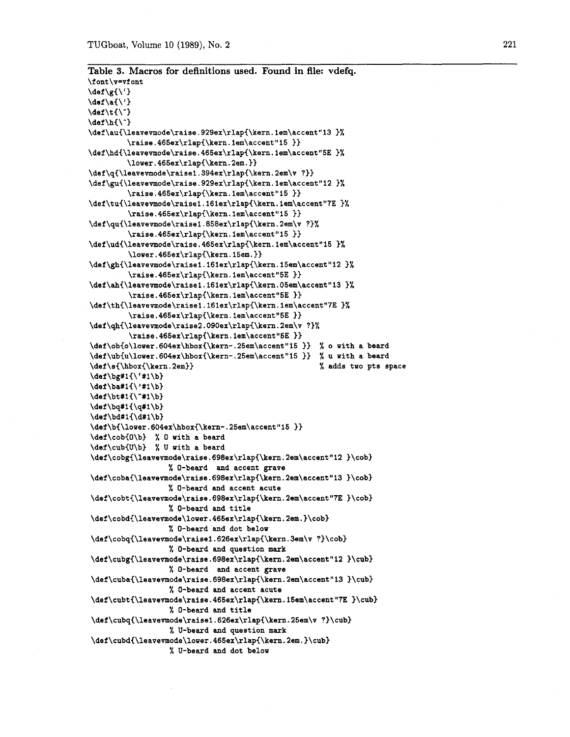**Table 3. Macros for definitions used. Found in file: vdefq.**

```
\font\v=vfont
\def\g{\'}
\def\a{\'}
\def\t{\~}
\def\h{\^}
\def\au{\leavevmode\raise.929ex\rlap{\kern.1em\accent"13 }%
        \raise.465ex\rlap{\kern.1em\accent"15 }}
\def\hd{\leavevmode\raise.465ex\rlap{\kern.1em\accent"5E }%
        \lower.465ex\rlap{\kern.2em.}}
\def\q{\leavevmode\raise1.394ex\rlap{\kern.2em\v ?}}
\def\gu{\leavevmode\raise.929ex\rlap{\kern.1em\accent"12 }%
        \raise.465ex\rlap{\kern.1em\accent"15 }}
\def\tu{\leavevmode\raise1.161ex\rlap{\kern.1em\accent"7E }%
        \raise.465ex\rlap{\kern.1em\accent"15 }}
\def\qu{\leavevmode\raise1.858ex\rlap{\kern.2em\v ?}%
        \raise.465ex\rlap{\kern.1em\accent"15 }}
\def\ud{\leavevmode\raise.465ex\rlap{\kern.1em\accent"15 }%
        \lower.465ex\rlap{\kern.15em.}}
\def\gh{\leavevmode\raise1.161ex\rlap{\kern.15em\accent"12 }%
        \raise.465ex\rlap{\kern.1em\accent"5E }}
\def\ah{\leavevmode\raise1.161ex\rlap{\kern.05em\accent"13 }%
        \raise.465ex\rlap{\kern.1em\accent"5E }}
\def\th{\leavevmode\raise1.161ex\rlap{\kern.1em\accent"7E }%
        \raise.465ex\rlap{\kern.1em\accent"5E }}
\def\qh{\leavevmode\raise2.090ex\rlap{\kern.2em\v ?}%
        \raise.465ex\rlap{\kern.1em\accent"5E }}
\def\ob{o\lower.604ex\hbox{\kern-.25em\accent"15 }}  % o with a beard
\def\ub{u\lower.604ex\hbox{\kern-.25em\accent"15 }}  % u with a beard
\def\s{\hbox{\kern.2em}}                             % adds two pts space
\def\bg#1{\'#1\b}
\def\ba#1{\'#1\b}
\def\bt#1{\~#1\b}
\def\bq#1{\q#1\b}
\def\bd#1{\d#1\b}
\def\b{\lower.604ex\hbox{\kern-.25em\accent"15 }}
\def\cob{O\b}  % O with a beard
\def\cub{U\b}  % U with a beard
\def\cobg{\leavevmode\raise.698ex\rlap{\kern.2em\accent"12 }\cob}
                % O-beard  and accent grave
\def\coba{\leavevmode\raise.698ex\rlap{\kern.2em\accent"13 }\cob}
                % O-beard and accent acute
\def\cobt{\leavevmode\raise.698ex\rlap{\kern.2em\accent"7E }\cob}
                % O-beard and title
\def\cobd{\leavevmode\lower.465ex\rlap{\kern.2em.}\cob}
                % O-beard and dot below
\def\cobq{\leavevmode\raise1.626ex\rlap{\kern.3em\v ?}\cob}
                % O-beard and question mark
\def\cubg{\leavevmode\raise.698ex\rlap{\kern.2em\accent"12 }\cub}
                % O-beard  and accent grave
\def\cuba{\leavevmode\raise.698ex\rlap{\kern.2em\accent"13 }\cub}
                % O-beard and accent acute
\def\cubt{\leavevmode\raise.465ex\rlap{\kern.15em\accent"7E }\cub}
                % O-beard and title
\def\cubq{\leavevmode\raise1.626ex\rlap{\kern.25em\v ?}\cub}
                % U-beard and question mark
\def\cubd{\leavevmode\lower.465ex\rlap{\kern.2em.}\cub}
                % U-beard and dot below
```